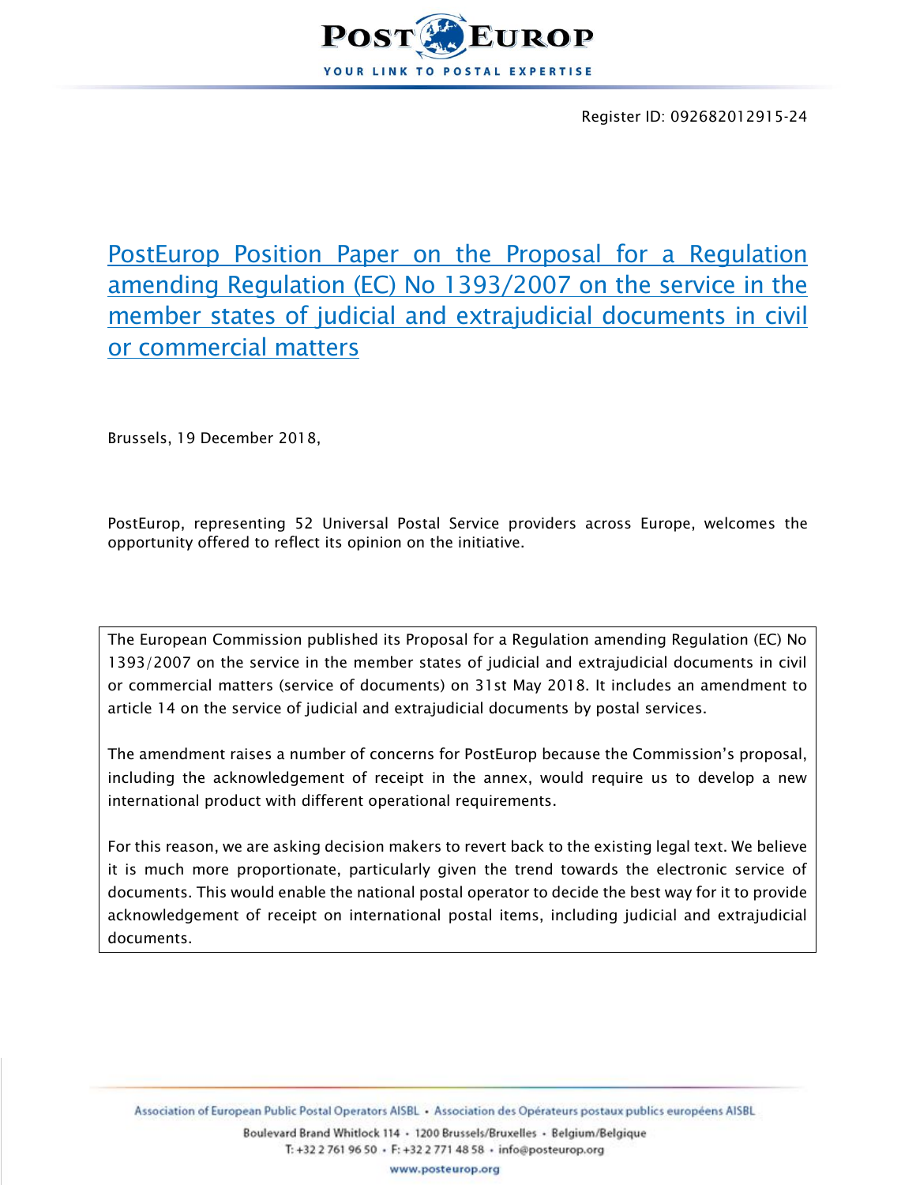Register ID: 092682012915-24

# PostEurop Position Paper on the Proposal for a Regulation amending Regulation (EC) No 1393/2007 on the service in the member states of judicial and extrajudicial documents in civil or commercial matters

Brussels, 19 December 2018,

PostEurop, representing 52 Universal Postal Service providers across Europe, welcomes the opportunity offered to reflect its opinion on the initiative.

> The European Commission published its Proposal for a Regulation amending Regulation (EC) No 1393/2007 on the service in the member states of judicial and extrajudicial documents in civil or commercial matters (service of documents) on 31st May 2018. It includes an amendment to article 14 on the service of judicial and extrajudicial documents by postal services.
>
> The amendment raises a number of concerns for PostEurop because the Commission's proposal, including the acknowledgement of receipt in the annex, would require us to develop a new international product with different operational requirements.
>
> For this reason, we are asking decision makers to revert back to the existing legal text. We believe it is much more proportionate, particularly given the trend towards the electronic service of documents. This would enable the national postal operator to decide the best way for it to provide acknowledgement of receipt on international postal items, including judicial and extrajudicial documents.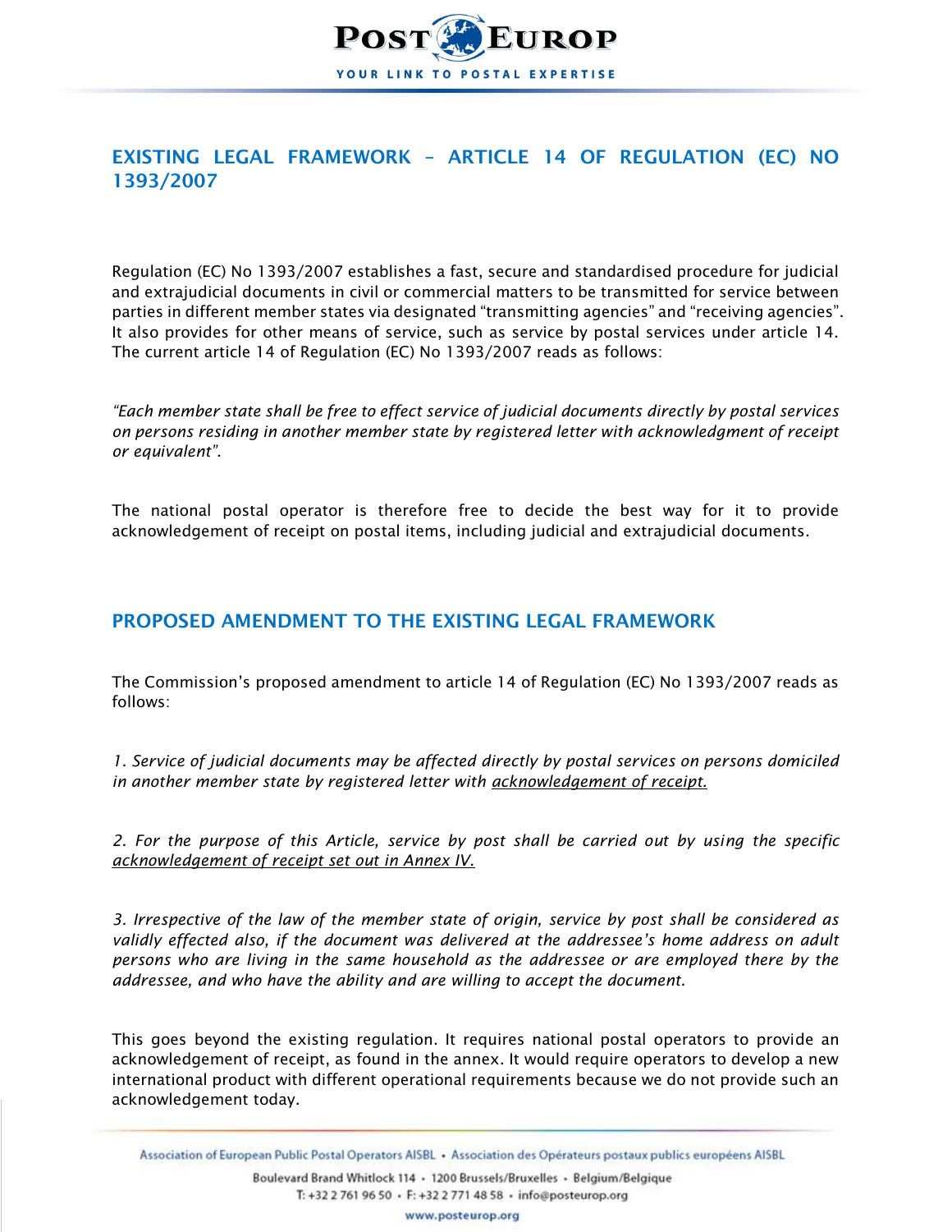## EXISTING LEGAL FRAMEWORK – ARTICLE 14 OF REGULATION (EC) NO 1393/2007

Regulation (EC) No 1393/2007 establishes a fast, secure and standardised procedure for judicial and extrajudicial documents in civil or commercial matters to be transmitted for service between parties in different member states via designated "transmitting agencies" and "receiving agencies". It also provides for other means of service, such as service by postal services under article 14. The current article 14 of Regulation (EC) No 1393/2007 reads as follows:

*"Each member state shall be free to effect service of judicial documents directly by postal services on persons residing in another member state by registered letter with acknowledgment of receipt or equivalent".*

The national postal operator is therefore free to decide the best way for it to provide acknowledgement of receipt on postal items, including judicial and extrajudicial documents.

## PROPOSED AMENDMENT TO THE EXISTING LEGAL FRAMEWORK

The Commission's proposed amendment to article 14 of Regulation (EC) No 1393/2007 reads as follows:

*1. Service of judicial documents may be affected directly by postal services on persons domiciled in another member state by registered letter with acknowledgement of receipt.*

*2. For the purpose of this Article, service by post shall be carried out by using the specific acknowledgement of receipt set out in Annex IV.*

*3. Irrespective of the law of the member state of origin, service by post shall be considered as validly effected also, if the document was delivered at the addressee's home address on adult persons who are living in the same household as the addressee or are employed there by the addressee, and who have the ability and are willing to accept the document.*

This goes beyond the existing regulation. It requires national postal operators to provide an acknowledgement of receipt, as found in the annex. It would require operators to develop a new international product with different operational requirements because we do not provide such an acknowledgement today.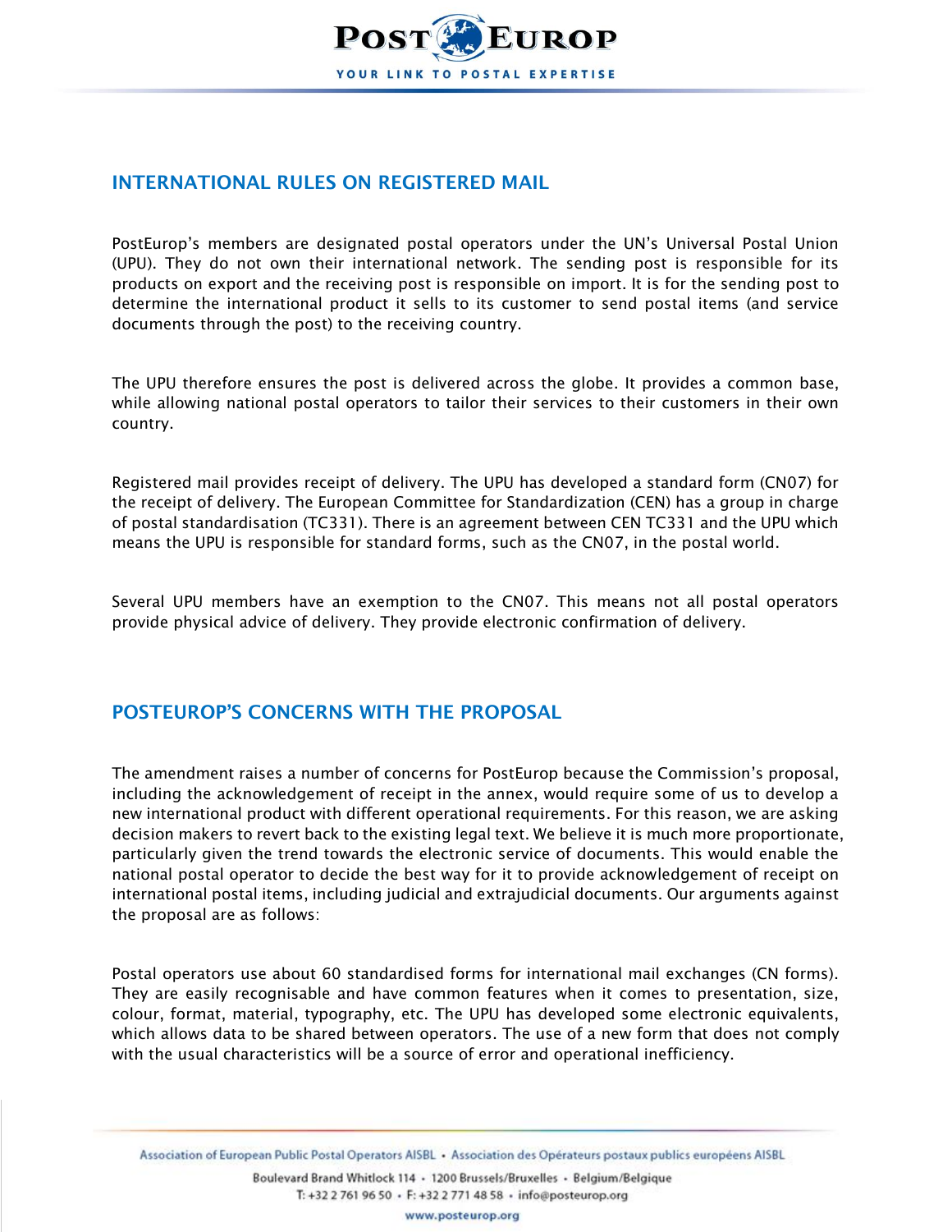## INTERNATIONAL RULES ON REGISTERED MAIL

PostEurop's members are designated postal operators under the UN's Universal Postal Union (UPU). They do not own their international network. The sending post is responsible for its products on export and the receiving post is responsible on import. It is for the sending post to determine the international product it sells to its customer to send postal items (and service documents through the post) to the receiving country.

The UPU therefore ensures the post is delivered across the globe. It provides a common base, while allowing national postal operators to tailor their services to their customers in their own country.

Registered mail provides receipt of delivery. The UPU has developed a standard form (CN07) for the receipt of delivery. The European Committee for Standardization (CEN) has a group in charge of postal standardisation (TC331). There is an agreement between CEN TC331 and the UPU which means the UPU is responsible for standard forms, such as the CN07, in the postal world.

Several UPU members have an exemption to the CN07. This means not all postal operators provide physical advice of delivery. They provide electronic confirmation of delivery.

## POSTEUROP'S CONCERNS WITH THE PROPOSAL

The amendment raises a number of concerns for PostEurop because the Commission's proposal, including the acknowledgement of receipt in the annex, would require some of us to develop a new international product with different operational requirements. For this reason, we are asking decision makers to revert back to the existing legal text. We believe it is much more proportionate, particularly given the trend towards the electronic service of documents. This would enable the national postal operator to decide the best way for it to provide acknowledgement of receipt on international postal items, including judicial and extrajudicial documents. Our arguments against the proposal are as follows:

Postal operators use about 60 standardised forms for international mail exchanges (CN forms). They are easily recognisable and have common features when it comes to presentation, size, colour, format, material, typography, etc. The UPU has developed some electronic equivalents, which allows data to be shared between operators. The use of a new form that does not comply with the usual characteristics will be a source of error and operational inefficiency.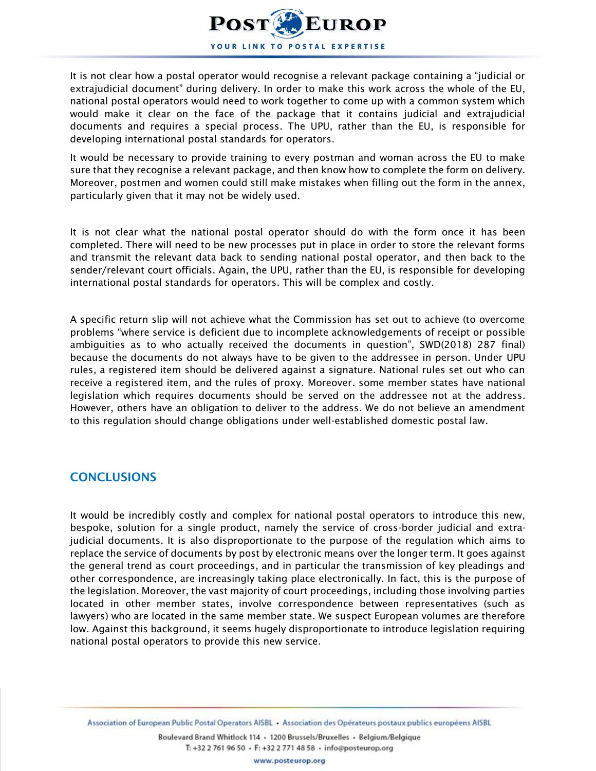It is not clear how a postal operator would recognise a relevant package containing a "judicial or extrajudicial document" during delivery. In order to make this work across the whole of the EU, national postal operators would need to work together to come up with a common system which would make it clear on the face of the package that it contains judicial and extrajudicial documents and requires a special process. The UPU, rather than the EU, is responsible for developing international postal standards for operators.

It would be necessary to provide training to every postman and woman across the EU to make sure that they recognise a relevant package, and then know how to complete the form on delivery. Moreover, postmen and women could still make mistakes when filling out the form in the annex, particularly given that it may not be widely used.

It is not clear what the national postal operator should do with the form once it has been completed. There will need to be new processes put in place in order to store the relevant forms and transmit the relevant data back to sending national postal operator, and then back to the sender/relevant court officials. Again, the UPU, rather than the EU, is responsible for developing international postal standards for operators. This will be complex and costly.

A specific return slip will not achieve what the Commission has set out to achieve (to overcome problems "where service is deficient due to incomplete acknowledgements of receipt or possible ambiguities as to who actually received the documents in question", SWD(2018) 287 final) because the documents do not always have to be given to the addressee in person. Under UPU rules, a registered item should be delivered against a signature. National rules set out who can receive a registered item, and the rules of proxy. Moreover. some member states have national legislation which requires documents should be served on the addressee not at the address. However, others have an obligation to deliver to the address. We do not believe an amendment to this regulation should change obligations under well-established domestic postal law.

## CONCLUSIONS

It would be incredibly costly and complex for national postal operators to introduce this new, bespoke, solution for a single product, namely the service of cross-border judicial and extra-judicial documents. It is also disproportionate to the purpose of the regulation which aims to replace the service of documents by post by electronic means over the longer term. It goes against the general trend as court proceedings, and in particular the transmission of key pleadings and other correspondence, are increasingly taking place electronically. In fact, this is the purpose of the legislation. Moreover, the vast majority of court proceedings, including those involving parties located in other member states, involve correspondence between representatives (such as lawyers) who are located in the same member state. We suspect European volumes are therefore low. Against this background, it seems hugely disproportionate to introduce legislation requiring national postal operators to provide this new service.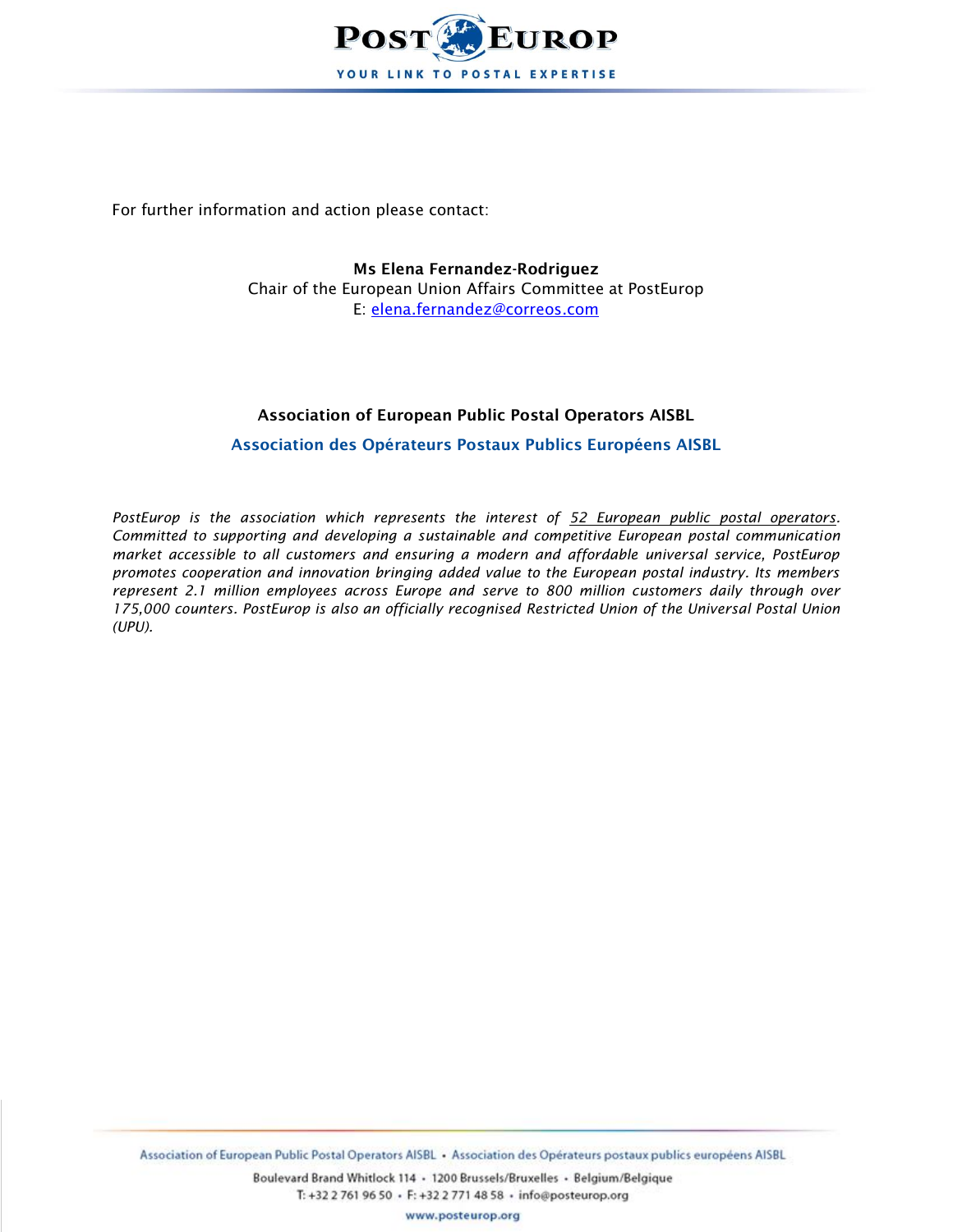For further information and action please contact:

**Ms Elena Fernandez-Rodriguez**
Chair of the European Union Affairs Committee at PostEurop
E: elena.fernandez@correos.com

**Association of European Public Postal Operators AISBL**

**Association des Opérateurs Postaux Publics Européens AISBL**

*PostEurop is the association which represents the interest of 52 European public postal operators. Committed to supporting and developing a sustainable and competitive European postal communication market accessible to all customers and ensuring a modern and affordable universal service, PostEurop promotes cooperation and innovation bringing added value to the European postal industry. Its members represent 2.1 million employees across Europe and serve to 800 million customers daily through over 175,000 counters. PostEurop is also an officially recognised Restricted Union of the Universal Postal Union (UPU).*